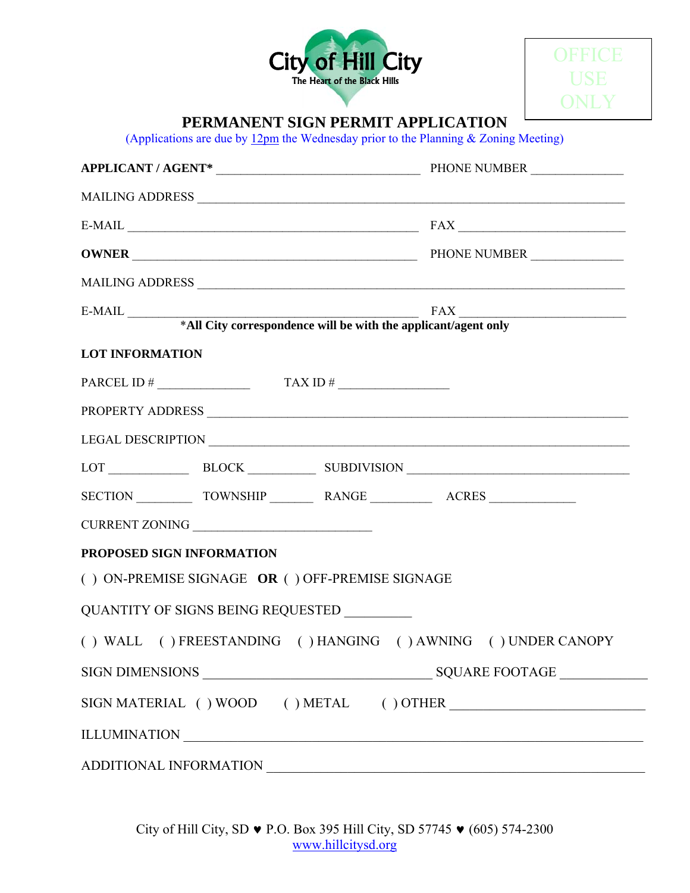City of Hill City
The Heart of the Black Hills

OFFICE USE ONLY

# PERMANENT SIGN PERMIT APPLICATION

(Applications are due by 12pm the Wednesday prior to the Planning & Zoning Meeting)

**APPLICANT / AGENT*** _______________________________ PHONE NUMBER ______________

MAILING ADDRESS _________________________________________________________________

E-MAIL ____________________________________________ FAX _________________________

**OWNER** ___________________________________________ PHONE NUMBER ______________

MAILING ADDRESS _________________________________________________________________

E-MAIL ____________________________________________ FAX _________________________

***All City correspondence will be with the applicant/agent only**

**LOT INFORMATION**

PARCEL ID # ______________ TAX ID # ________________

PROPERTY ADDRESS _______________________________________________________________

LEGAL DESCRIPTION _______________________________________________________________

LOT ____________ BLOCK __________ SUBDIVISION ___________________________________

SECTION ________ TOWNSHIP _______ RANGE _________ ACRES _____________

CURRENT ZONING ___________________________

**PROPOSED SIGN INFORMATION**

( ) ON-PREMISE SIGNAGE **OR** ( ) OFF-PREMISE SIGNAGE

QUANTITY OF SIGNS BEING REQUESTED __________

( ) WALL ( ) FREESTANDING ( ) HANGING ( ) AWNING ( ) UNDER CANOPY

SIGN DIMENSIONS ___________________________________ SQUARE FOOTAGE _____________

SIGN MATERIAL ( ) WOOD ( ) METAL ( ) OTHER ____________________________

ILLUMINATION ____________________________________________________________________

ADDITIONAL INFORMATION __________________________________________________________

City of Hill City, SD ♥ P.O. Box 395 Hill City, SD 57745 ♥ (605) 574-2300
www.hillcitysd.org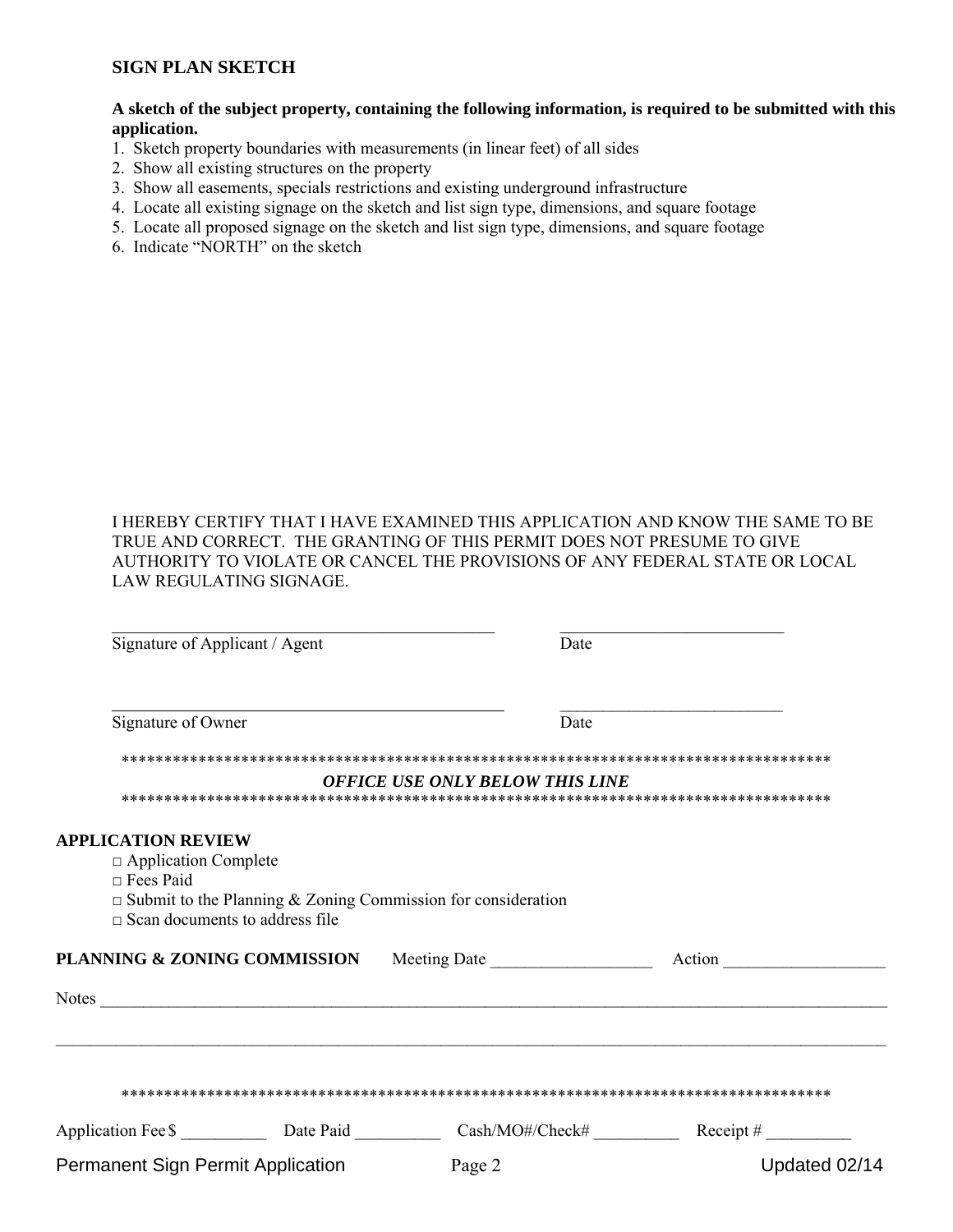### SIGN PLAN SKETCH

**A sketch of the subject property, containing the following information, is required to be submitted with this application.**

1. Sketch property boundaries with measurements (in linear feet) of all sides
2. Show all existing structures on the property
3. Show all easements, specials restrictions and existing underground infrastructure
4. Locate all existing signage on the sketch and list sign type, dimensions, and square footage
5. Locate all proposed signage on the sketch and list sign type, dimensions, and square footage
6. Indicate "NORTH" on the sketch

I HEREBY CERTIFY THAT I HAVE EXAMINED THIS APPLICATION AND KNOW THE SAME TO BE TRUE AND CORRECT. THE GRANTING OF THIS PERMIT DOES NOT PRESUME TO GIVE AUTHORITY TO VIOLATE OR CANCEL THE PROVISIONS OF ANY FEDERAL STATE OR LOCAL LAW REGULATING SIGNAGE.

_______________________________________________ &nbsp;&nbsp;&nbsp;&nbsp; ___________________________
Signature of Applicant / Agent &nbsp;&nbsp;&nbsp;&nbsp; Date

_______________________________________________ &nbsp;&nbsp;&nbsp;&nbsp; ___________________________
Signature of Owner &nbsp;&nbsp;&nbsp;&nbsp; Date

*************************************************************************************

***OFFICE USE ONLY BELOW THIS LINE***

*************************************************************************************

**APPLICATION REVIEW**

□ Application Complete
□ Fees Paid
□ Submit to the Planning & Zoning Commission for consideration
□ Scan documents to address file

**PLANNING & ZONING COMMISSION** Meeting Date ___________________ Action ___________________

Notes ____________________________________________________________________________________________

__________________________________________________________________________________________________

*************************************************************************************

Application Fee $ __________ Date Paid __________ Cash/MO#/Check# __________ Receipt # __________

Permanent Sign Permit Application &nbsp;&nbsp;&nbsp;&nbsp; Updated 02/14